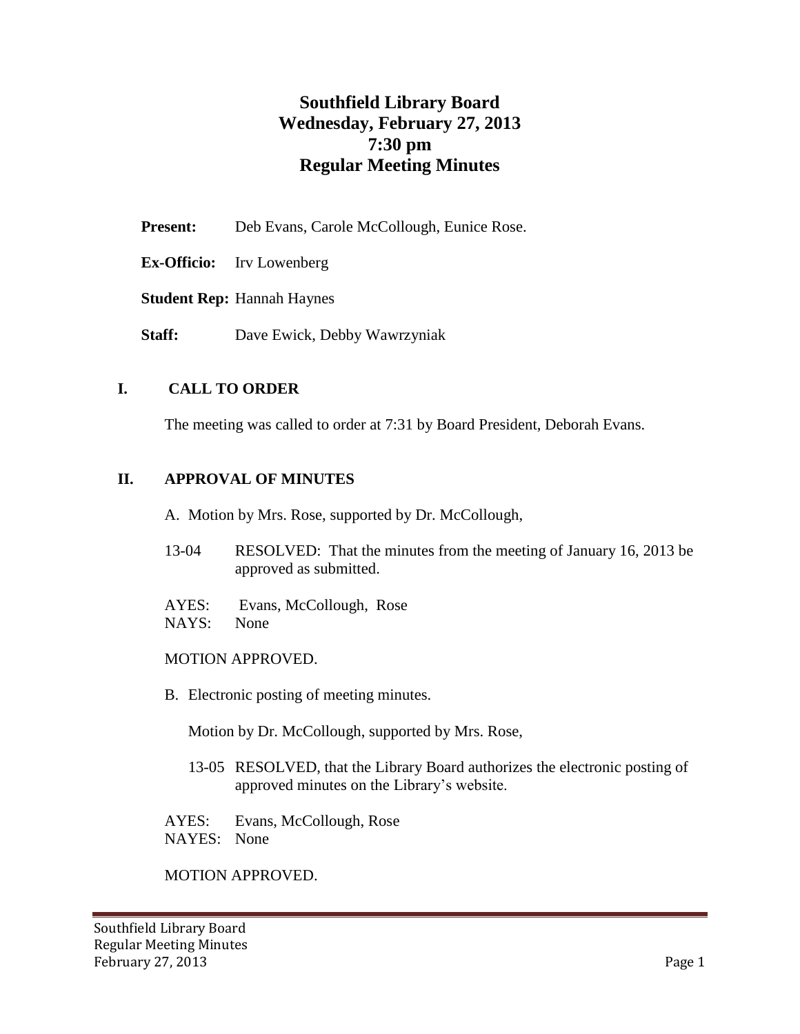# Southfield Library Board
# Wednesday, February 27, 2013
# 7:30 pm
# Regular Meeting Minutes

**Present:** Deb Evans, Carole McCollough, Eunice Rose.

**Ex-Officio:** Irv Lowenberg

**Student Rep:** Hannah Haynes

**Staff:** Dave Ewick, Debby Wawrzyniak

## I. CALL TO ORDER

The meeting was called to order at 7:31 by Board President, Deborah Evans.

## II. APPROVAL OF MINUTES

A. Motion by Mrs. Rose, supported by Dr. McCollough,

13-04 RESOLVED: That the minutes from the meeting of January 16, 2013 be approved as submitted.

AYES: Evans, McCollough, Rose
NAYS: None

MOTION APPROVED.

B. Electronic posting of meeting minutes.

Motion by Dr. McCollough, supported by Mrs. Rose,

13-05 RESOLVED, that the Library Board authorizes the electronic posting of approved minutes on the Library's website.

AYES: Evans, McCollough, Rose
NAYES: None

MOTION APPROVED.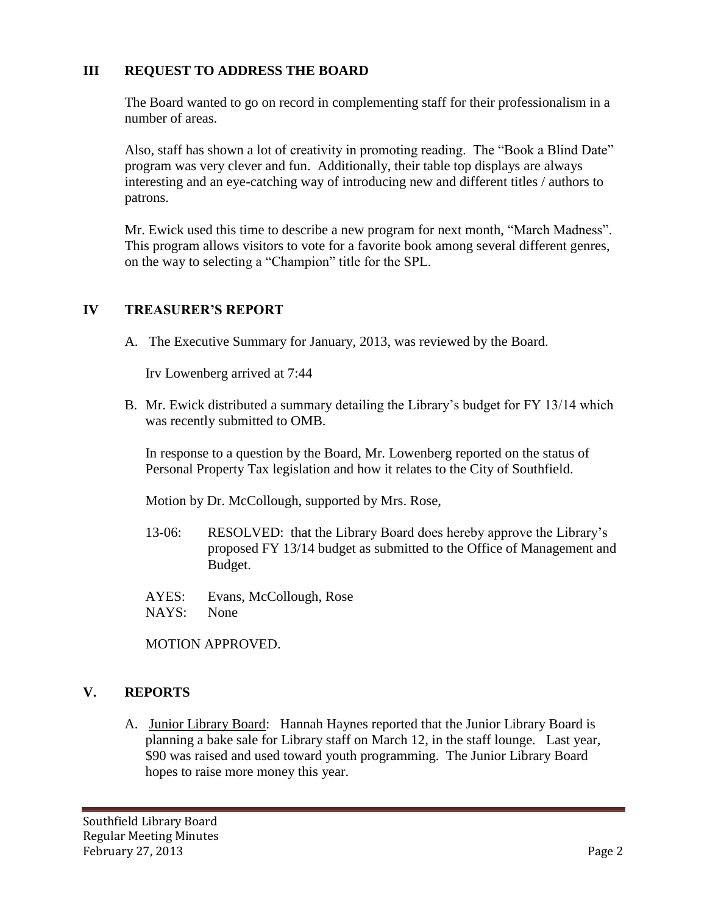## III REQUEST TO ADDRESS THE BOARD

The Board wanted to go on record in complementing staff for their professionalism in a number of areas.

Also, staff has shown a lot of creativity in promoting reading. The "Book a Blind Date" program was very clever and fun. Additionally, their table top displays are always interesting and an eye-catching way of introducing new and different titles / authors to patrons.

Mr. Ewick used this time to describe a new program for next month, "March Madness". This program allows visitors to vote for a favorite book among several different genres, on the way to selecting a "Champion" title for the SPL.

## IV TREASURER'S REPORT

A. The Executive Summary for January, 2013, was reviewed by the Board.

Irv Lowenberg arrived at 7:44

B. Mr. Ewick distributed a summary detailing the Library's budget for FY 13/14 which was recently submitted to OMB.

In response to a question by the Board, Mr. Lowenberg reported on the status of Personal Property Tax legislation and how it relates to the City of Southfield.

Motion by Dr. McCollough, supported by Mrs. Rose,

13-06: RESOLVED: that the Library Board does hereby approve the Library's proposed FY 13/14 budget as submitted to the Office of Management and Budget.

AYES: Evans, McCollough, Rose
NAYS: None

MOTION APPROVED.

## V. REPORTS

A. Junior Library Board: Hannah Haynes reported that the Junior Library Board is planning a bake sale for Library staff on March 12, in the staff lounge. Last year, $90 was raised and used toward youth programming. The Junior Library Board hopes to raise more money this year.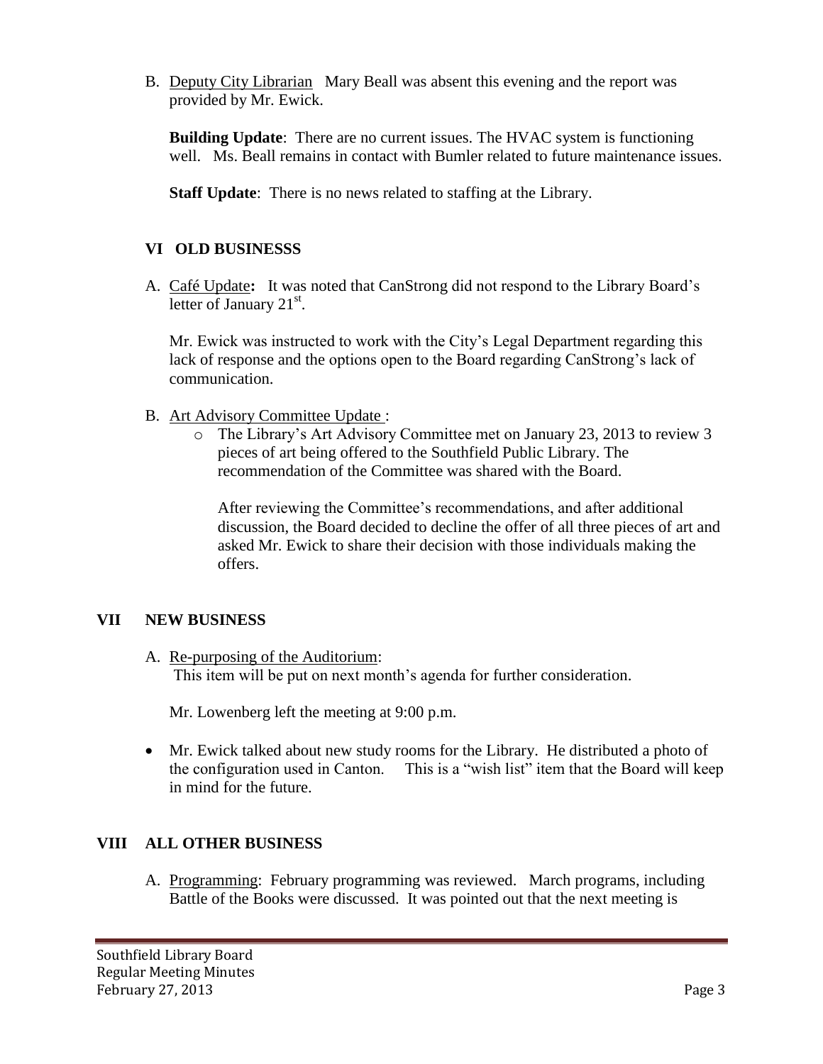B. Deputy City Librarian Mary Beall was absent this evening and the report was provided by Mr. Ewick.

**Building Update**: There are no current issues. The HVAC system is functioning well. Ms. Beall remains in contact with Bumler related to future maintenance issues.

**Staff Update**: There is no news related to staffing at the Library.

## VI OLD BUSINESSS

A. Café Update**:** It was noted that CanStrong did not respond to the Library Board's letter of January 21st.

Mr. Ewick was instructed to work with the City's Legal Department regarding this lack of response and the options open to the Board regarding CanStrong's lack of communication.

B. Art Advisory Committee Update :

- The Library's Art Advisory Committee met on January 23, 2013 to review 3 pieces of art being offered to the Southfield Public Library. The recommendation of the Committee was shared with the Board.

  After reviewing the Committee's recommendations, and after additional discussion, the Board decided to decline the offer of all three pieces of art and asked Mr. Ewick to share their decision with those individuals making the offers.

## VII NEW BUSINESS

A. Re-purposing of the Auditorium:
This item will be put on next month's agenda for further consideration.

Mr. Lowenberg left the meeting at 9:00 p.m.

- Mr. Ewick talked about new study rooms for the Library. He distributed a photo of the configuration used in Canton. This is a "wish list" item that the Board will keep in mind for the future.

## VIII ALL OTHER BUSINESS

A. Programming: February programming was reviewed. March programs, including Battle of the Books were discussed. It was pointed out that the next meeting is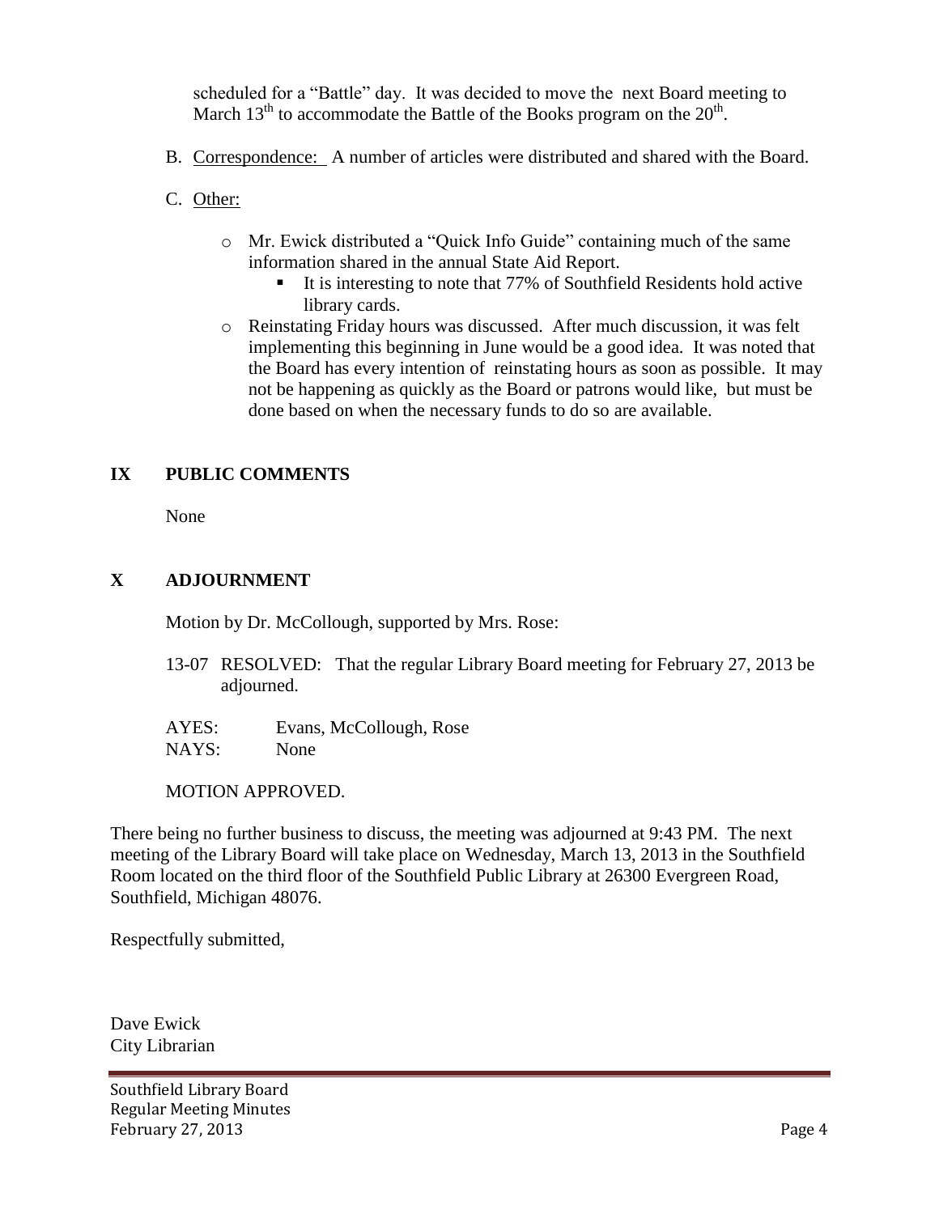scheduled for a "Battle" day. It was decided to move the next Board meeting to March 13th to accommodate the Battle of the Books program on the 20th.

B. Correspondence: A number of articles were distributed and shared with the Board.

C. Other:

- Mr. Ewick distributed a "Quick Info Guide" containing much of the same information shared in the annual State Aid Report.
    - It is interesting to note that 77% of Southfield Residents hold active library cards.
- Reinstating Friday hours was discussed. After much discussion, it was felt implementing this beginning in June would be a good idea. It was noted that the Board has every intention of reinstating hours as soon as possible. It may not be happening as quickly as the Board or patrons would like, but must be done based on when the necessary funds to do so are available.

## IX PUBLIC COMMENTS

None

## X ADJOURNMENT

Motion by Dr. McCollough, supported by Mrs. Rose:

13-07 RESOLVED: That the regular Library Board meeting for February 27, 2013 be adjourned.

AYES: Evans, McCollough, Rose
NAYS: None

MOTION APPROVED.

There being no further business to discuss, the meeting was adjourned at 9:43 PM. The next meeting of the Library Board will take place on Wednesday, March 13, 2013 in the Southfield Room located on the third floor of the Southfield Public Library at 26300 Evergreen Road, Southfield, Michigan 48076.

Respectfully submitted,

Dave Ewick
City Librarian